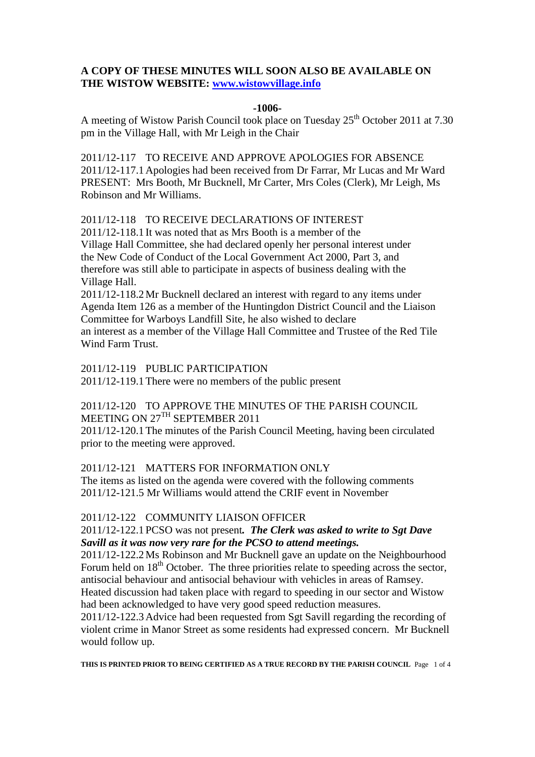**A COPY OF THESE MINUTES WILL SOON ALSO BE AVAILABLE ON THE WISTOW WEBSITE: [www.wistowvillage.info](http://www.wistowvillage.info)**

**-1006-**

A meeting of Wistow Parish Council took place on Tuesday 25th October 2011 at 7.30 pm in the Village Hall, with Mr Leigh in the Chair

2011/12-117 TO RECEIVE AND APPROVE APOLOGIES FOR ABSENCE
2011/12-117.1 Apologies had been received from Dr Farrar, Mr Lucas and Mr Ward
PRESENT: Mrs Booth, Mr Bucknell, Mr Carter, Mrs Coles (Clerk), Mr Leigh, Ms Robinson and Mr Williams.

2011/12-118 TO RECEIVE DECLARATIONS OF INTEREST
2011/12-118.1 It was noted that as Mrs Booth is a member of the Village Hall Committee, she had declared openly her personal interest under the New Code of Conduct of the Local Government Act 2000, Part 3, and therefore was still able to participate in aspects of business dealing with the Village Hall.
2011/12-118.2 Mr Bucknell declared an interest with regard to any items under Agenda Item 126 as a member of the Huntingdon District Council and the Liaison Committee for Warboys Landfill Site, he also wished to declare an interest as a member of the Village Hall Committee and Trustee of the Red Tile Wind Farm Trust.

2011/12-119 PUBLIC PARTICIPATION
2011/12-119.1 There were no members of the public present

2011/12-120 TO APPROVE THE MINUTES OF THE PARISH COUNCIL MEETING ON 27TH SEPTEMBER 2011
2011/12-120.1 The minutes of the Parish Council Meeting, having been circulated prior to the meeting were approved.

2011/12-121 MATTERS FOR INFORMATION ONLY
The items as listed on the agenda were covered with the following comments
2011/12-121.5 Mr Williams would attend the CRIF event in November

2011/12-122 COMMUNITY LIAISON OFFICER
2011/12-122.1 PCSO was not present. ***The Clerk was asked to write to Sgt Dave Savill as it was now very rare for the PCSO to attend meetings.***
2011/12-122.2 Ms Robinson and Mr Bucknell gave an update on the Neighbourhood Forum held on 18th October. The three priorities relate to speeding across the sector, antisocial behaviour and antisocial behaviour with vehicles in areas of Ramsey. Heated discussion had taken place with regard to speeding in our sector and Wistow had been acknowledged to have very good speed reduction measures.
2011/12-122.3 Advice had been requested from Sgt Savill regarding the recording of violent crime in Manor Street as some residents had expressed concern. Mr Bucknell would follow up.

**THIS IS PRINTED PRIOR TO BEING CERTIFIED AS A TRUE RECORD BY THE PARISH COUNCIL**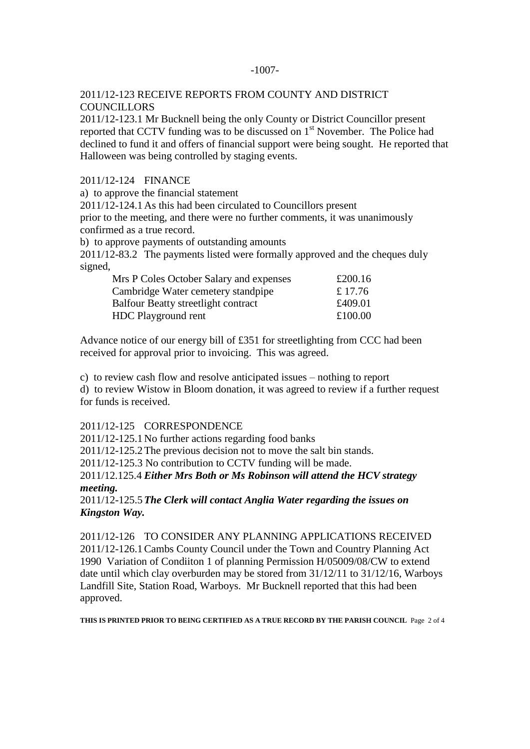2011/12-123 RECEIVE REPORTS FROM COUNTY AND DISTRICT COUNCILLORS

2011/12-123.1 Mr Bucknell being the only County or District Councillor present reported that CCTV funding was to be discussed on 1st November. The Police had declined to fund it and offers of financial support were being sought. He reported that Halloween was being controlled by staging events.

2011/12-124 FINANCE

a) to approve the financial statement

2011/12-124.1 As this had been circulated to Councillors present prior to the meeting, and there were no further comments, it was unanimously confirmed as a true record.

b) to approve payments of outstanding amounts

2011/12-83.2 The payments listed were formally approved and the cheques duly signed,

| | |
|---|---|
| Mrs P Coles October Salary and expenses | £200.16 |
| Cambridge Water cemetery standpipe | £ 17.76 |
| Balfour Beatty streetlight contract | £409.01 |
| HDC Playground rent | £100.00 |

Advance notice of our energy bill of £351 for streetlighting from CCC had been received for approval prior to invoicing. This was agreed.

c) to review cash flow and resolve anticipated issues – nothing to report

d) to review Wistow in Bloom donation, it was agreed to review if a further request for funds is received.

2011/12-125 CORRESPONDENCE

2011/12-125.1 No further actions regarding food banks

2011/12-125.2 The previous decision not to move the salt bin stands.

2011/12-125.3 No contribution to CCTV funding will be made.

2011/12.125.4 ***Either Mrs Both or Ms Robinson will attend the HCV strategy meeting.***

2011/12-125.5 ***The Clerk will contact Anglia Water regarding the issues on Kingston Way.***

2011/12-126 TO CONSIDER ANY PLANNING APPLICATIONS RECEIVED

2011/12-126.1 Cambs County Council under the Town and Country Planning Act 1990 Variation of Condiiton 1 of planning Permission H/05009/08/CW to extend date until which clay overburden may be stored from 31/12/11 to 31/12/16, Warboys Landfill Site, Station Road, Warboys. Mr Bucknell reported that this had been approved.

**THIS IS PRINTED PRIOR TO BEING CERTIFIED AS A TRUE RECORD BY THE PARISH COUNCIL**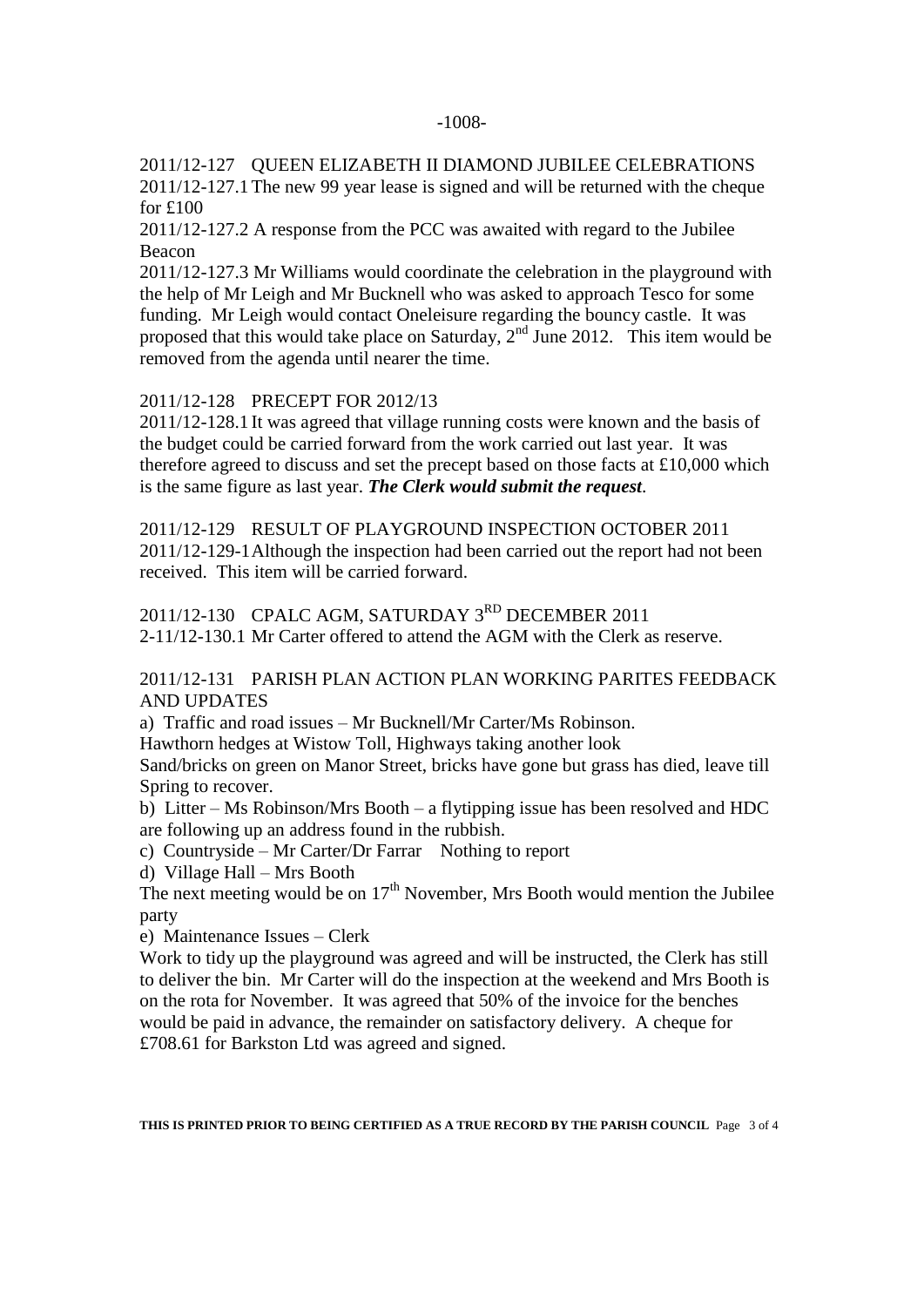-1008-

2011/12-127 QUEEN ELIZABETH II DIAMOND JUBILEE CELEBRATIONS

2011/12-127.1 The new 99 year lease is signed and will be returned with the cheque for £100

2011/12-127.2 A response from the PCC was awaited with regard to the Jubilee Beacon

2011/12-127.3 Mr Williams would coordinate the celebration in the playground with the help of Mr Leigh and Mr Bucknell who was asked to approach Tesco for some funding. Mr Leigh would contact Oneleisure regarding the bouncy castle. It was proposed that this would take place on Saturday, 2nd June 2012. This item would be removed from the agenda until nearer the time.

2011/12-128 PRECEPT FOR 2012/13

2011/12-128.1 It was agreed that village running costs were known and the basis of the budget could be carried forward from the work carried out last year. It was therefore agreed to discuss and set the precept based on those facts at £10,000 which is the same figure as last year. ***The Clerk would submit the request***.

2011/12-129 RESULT OF PLAYGROUND INSPECTION OCTOBER 2011

2011/12-129-1 Although the inspection had been carried out the report had not been received. This item will be carried forward.

2011/12-130 CPALC AGM, SATURDAY 3RD DECEMBER 2011

2-11/12-130.1 Mr Carter offered to attend the AGM with the Clerk as reserve.

2011/12-131 PARISH PLAN ACTION PLAN WORKING PARITES FEEDBACK AND UPDATES

a) Traffic and road issues – Mr Bucknell/Mr Carter/Ms Robinson.
Hawthorn hedges at Wistow Toll, Highways taking another look
Sand/bricks on green on Manor Street, bricks have gone but grass has died, leave till Spring to recover.

b) Litter – Ms Robinson/Mrs Booth – a flytipping issue has been resolved and HDC are following up an address found in the rubbish.

c) Countryside – Mr Carter/Dr Farrar Nothing to report

d) Village Hall – Mrs Booth
The next meeting would be on 17th November, Mrs Booth would mention the Jubilee party

e) Maintenance Issues – Clerk
Work to tidy up the playground was agreed and will be instructed, the Clerk has still to deliver the bin. Mr Carter will do the inspection at the weekend and Mrs Booth is on the rota for November. It was agreed that 50% of the invoice for the benches would be paid in advance, the remainder on satisfactory delivery. A cheque for £708.61 for Barkston Ltd was agreed and signed.

**THIS IS PRINTED PRIOR TO BEING CERTIFIED AS A TRUE RECORD BY THE PARISH COUNCIL**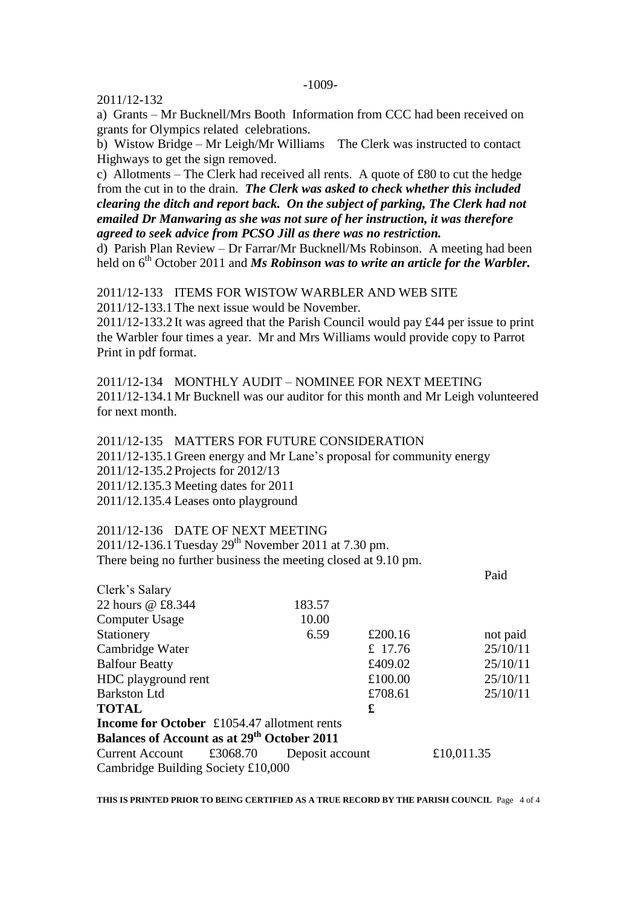-1009-

2011/12-132

a) Grants – Mr Bucknell/Mrs Booth Information from CCC had been received on grants for Olympics related celebrations.

b) Wistow Bridge – Mr Leigh/Mr Williams The Clerk was instructed to contact Highways to get the sign removed.

c) Allotments – The Clerk had received all rents. A quote of £80 to cut the hedge from the cut in to the drain. ***The Clerk was asked to check whether this included clearing the ditch and report back. On the subject of parking, The Clerk had not emailed Dr Manwaring as she was not sure of her instruction, it was therefore agreed to seek advice from PCSO Jill as there was no restriction.***

d) Parish Plan Review – Dr Farrar/Mr Bucknell/Ms Robinson. A meeting had been held on 6th October 2011 and ***Ms Robinson was to write an article for the Warbler.***

2011/12-133 ITEMS FOR WISTOW WARBLER AND WEB SITE

2011/12-133.1 The next issue would be November.

2011/12-133.2 It was agreed that the Parish Council would pay £44 per issue to print the Warbler four times a year. Mr and Mrs Williams would provide copy to Parrot Print in pdf format.

2011/12-134 MONTHLY AUDIT – NOMINEE FOR NEXT MEETING

2011/12-134.1 Mr Bucknell was our auditor for this month and Mr Leigh volunteered for next month.

2011/12-135 MATTERS FOR FUTURE CONSIDERATION

2011/12-135.1 Green energy and Mr Lane's proposal for community energy

2011/12-135.2 Projects for 2012/13

2011/12.135.3 Meeting dates for 2011

2011/12.135.4 Leases onto playground

2011/12-136 DATE OF NEXT MEETING

2011/12-136.1 Tuesday 29th November 2011 at 7.30 pm.

There being no further business the meeting closed at 9.10 pm.

| | | | Paid |
|---|---|---|---|
| Clerk's Salary | | | |
| 22 hours @ £8.344 | 183.57 | | |
| Computer Usage | 10.00 | | |
| Stationery | 6.59 | £200.16 | not paid |
| Cambridge Water | | £ 17.76 | 25/10/11 |
| Balfour Beatty | | £409.02 | 25/10/11 |
| HDC playground rent | | £100.00 | 25/10/11 |
| Barkston Ltd | | £708.61 | 25/10/11 |
| **TOTAL** | | **£** | |

**Income for October** £1054.47 allotment rents

**Balances of Account as at 29th October 2011**

Current Account £3068.70 Deposit account £10,011.35

Cambridge Building Society £10,000

**THIS IS PRINTED PRIOR TO BEING CERTIFIED AS A TRUE RECORD BY THE PARISH COUNCIL**